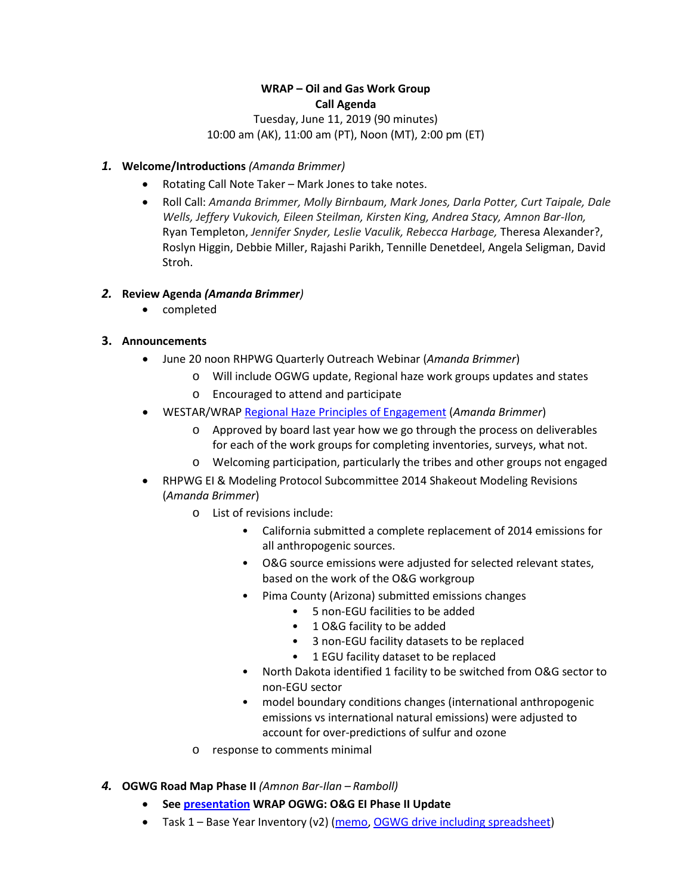**WRAP – Oil and Gas Work Group**
**Call Agenda**
Tuesday, June 11, 2019 (90 minutes)
10:00 am (AK), 11:00 am (PT), Noon (MT), 2:00 pm (ET)

1. **Welcome/Introductions** *(Amanda Brimmer)*
   - Rotating Call Note Taker – Mark Jones to take notes.
   - Roll Call: *Amanda Brimmer, Molly Birnbaum, Mark Jones, Darla Potter, Curt Taipale, Dale Wells, Jeffery Vukovich, Eileen Steilman, Kirsten King, Andrea Stacy, Amnon Bar-Ilon,* Ryan Templeton, *Jennifer Snyder, Leslie Vaculik, Rebecca Harbage,* Theresa Alexander?, Roslyn Higgin, Debbie Miller, Rajashi Parikh, Tennille Denetdeel, Angela Seligman, David Stroh.

2. **Review Agenda** ***(Amanda Brimmer****)*
   - completed

3. **Announcements**
   - June 20 noon RHPWG Quarterly Outreach Webinar (*Amanda Brimmer*)
     - Will include OGWG update, Regional haze work groups updates and states
     - Encouraged to attend and participate
   - WESTAR/WRAP Regional Haze Principles of Engagement (*Amanda Brimmer*)
     - Approved by board last year how we go through the process on deliverables for each of the work groups for completing inventories, surveys, what not.
     - Welcoming participation, particularly the tribes and other groups not engaged
   - RHPWG EI & Modeling Protocol Subcommittee 2014 Shakeout Modeling Revisions (*Amanda Brimmer*)
     - List of revisions include:
       - California submitted a complete replacement of 2014 emissions for all anthropogenic sources.
       - O&G source emissions were adjusted for selected relevant states, based on the work of the O&G workgroup
       - Pima County (Arizona) submitted emissions changes
         - 5 non-EGU facilities to be added
         - 1 O&G facility to be added
         - 3 non-EGU facility datasets to be replaced
         - 1 EGU facility dataset to be replaced
       - North Dakota identified 1 facility to be switched from O&G sector to non-EGU sector
       - model boundary conditions changes (international anthropogenic emissions vs international natural emissions) were adjusted to account for over-predictions of sulfur and ozone
     - response to comments minimal

4. **OGWG Road Map Phase II** *(Amnon Bar-Ilan – Ramboll)*
   - **See presentation WRAP OGWG: O&G EI Phase II Update**
   - Task 1 – Base Year Inventory (v2) (memo, OGWG drive including spreadsheet)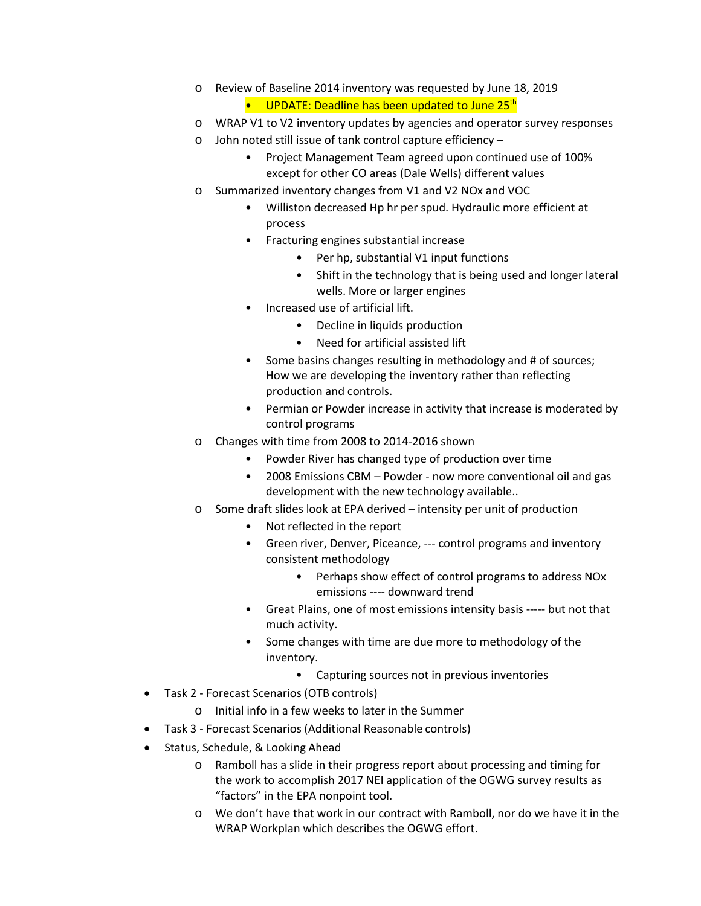- Review of Baseline 2014 inventory was requested by June 18, 2019
    - UPDATE: Deadline has been updated to June 25th
  - WRAP V1 to V2 inventory updates by agencies and operator survey responses
  - John noted still issue of tank control capture efficiency –
    - Project Management Team agreed upon continued use of 100% except for other CO areas (Dale Wells) different values
  - Summarized inventory changes from V1 and V2 NOx and VOC
    - Williston decreased Hp hr per spud. Hydraulic more efficient at process
    - Fracturing engines substantial increase
      - Per hp, substantial V1 input functions
      - Shift in the technology that is being used and longer lateral wells. More or larger engines
    - Increased use of artificial lift.
      - Decline in liquids production
      - Need for artificial assisted lift
    - Some basins changes resulting in methodology and # of sources; How we are developing the inventory rather than reflecting production and controls.
    - Permian or Powder increase in activity that increase is moderated by control programs
  - Changes with time from 2008 to 2014-2016 shown
    - Powder River has changed type of production over time
    - 2008 Emissions CBM – Powder - now more conventional oil and gas development with the new technology available..
  - Some draft slides look at EPA derived – intensity per unit of production
    - Not reflected in the report
    - Green river, Denver, Piceance, --- control programs and inventory consistent methodology
      - Perhaps show effect of control programs to address NOx emissions ---- downward trend
    - Great Plains, one of most emissions intensity basis ----- but not that much activity.
    - Some changes with time are due more to methodology of the inventory.
      - Capturing sources not in previous inventories
- Task 2 - Forecast Scenarios (OTB controls)
  - Initial info in a few weeks to later in the Summer
- Task 3 - Forecast Scenarios (Additional Reasonable controls)
- Status, Schedule, & Looking Ahead
  - Ramboll has a slide in their progress report about processing and timing for the work to accomplish 2017 NEI application of the OGWG survey results as "factors" in the EPA nonpoint tool.
  - We don't have that work in our contract with Ramboll, nor do we have it in the WRAP Workplan which describes the OGWG effort.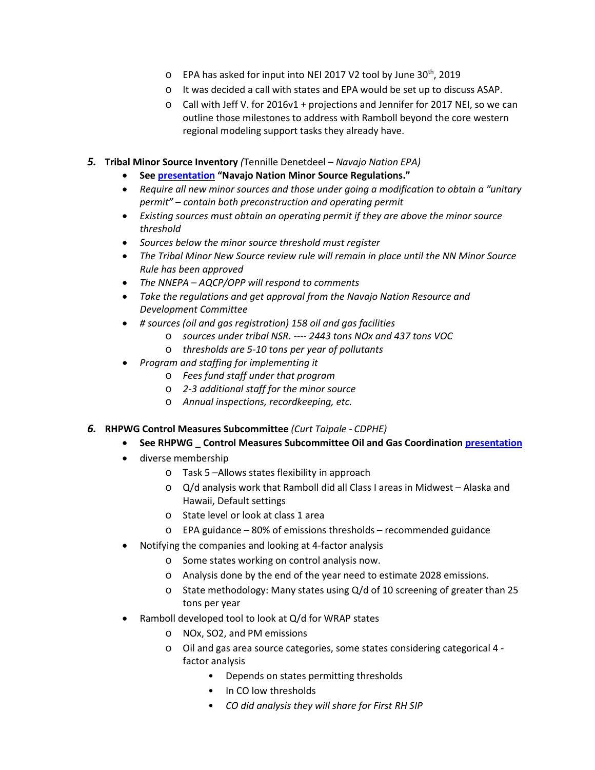- EPA has asked for input into NEI 2017 V2 tool by June 30th, 2019
    - It was decided a call with states and EPA would be set up to discuss ASAP.
    - Call with Jeff V. for 2016v1 + projections and Jennifer for 2017 NEI, so we can outline those milestones to address with Ramboll beyond the core western regional modeling support tasks they already have.

***5.*** **Tribal Minor Source Inventory** *(*Tennille Denetdeel – *Navajo Nation EPA)*

- **See presentation "Navajo Nation Minor Source Regulations."**
- *Require all new minor sources and those under going a modification to obtain a "unitary permit" – contain both preconstruction and operating permit*
- *Existing sources must obtain an operating permit if they are above the minor source threshold*
- *Sources below the minor source threshold must register*
- *The Tribal Minor New Source review rule will remain in place until the NN Minor Source Rule has been approved*
- *The NNEPA – AQCP/OPP will respond to comments*
- *Take the regulations and get approval from the Navajo Nation Resource and Development Committee*
- *# sources (oil and gas registration) 158 oil and gas facilities*
    - *sources under tribal NSR. ---- 2443 tons NOx and 437 tons VOC*
    - *thresholds are 5-10 tons per year of pollutants*
- *Program and staffing for implementing it*
    - *Fees fund staff under that program*
    - *2-3 additional staff for the minor source*
    - *Annual inspections, recordkeeping, etc.*

***6.*** **RHPWG Control Measures Subcommittee** *(Curt Taipale - CDPHE)*

- **See RHPWG _ Control Measures Subcommittee Oil and Gas Coordination presentation**
- diverse membership
    - Task 5 –Allows states flexibility in approach
    - Q/d analysis work that Ramboll did all Class I areas in Midwest – Alaska and Hawaii, Default settings
    - State level or look at class 1 area
    - EPA guidance – 80% of emissions thresholds – recommended guidance
- Notifying the companies and looking at 4-factor analysis
    - Some states working on control analysis now.
    - Analysis done by the end of the year need to estimate 2028 emissions.
    - State methodology: Many states using Q/d of 10 screening of greater than 25 tons per year
- Ramboll developed tool to look at Q/d for WRAP states
    - NOx, SO2, and PM emissions
    - Oil and gas area source categories, some states considering categorical 4 -factor analysis
        - Depends on states permitting thresholds
        - In CO low thresholds
        - *CO did analysis they will share for First RH SIP*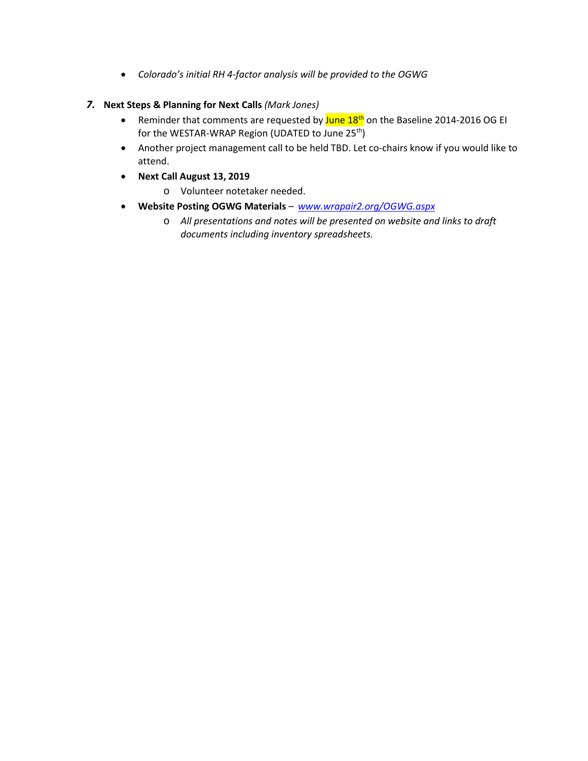- *Colorado's initial RH 4-factor analysis will be provided to the OGWG*

7. **Next Steps & Planning for Next Calls** *(Mark Jones)*
   - Reminder that comments are requested by June 18th on the Baseline 2014-2016 OG EI for the WESTAR-WRAP Region (UDATED to June 25th)
   - Another project management call to be held TBD. Let co-chairs know if you would like to attend.
   - **Next Call August 13, 2019**
     - Volunteer notetaker needed.
   - **Website Posting OGWG Materials** – *www.wrapair2.org/OGWG.aspx*
     - *All presentations and notes will be presented on website and links to draft documents including inventory spreadsheets.*